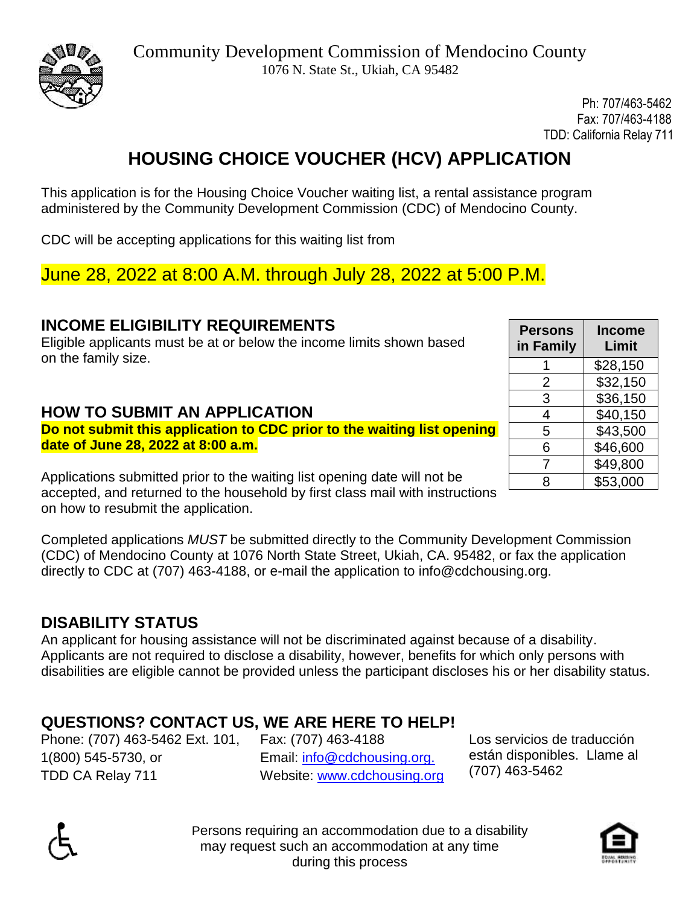Community Development Commission of Mendocino County
1076 N. State St., Ukiah, CA 95482

Ph: 707/463-5462
Fax: 707/463-4188
TDD: California Relay 711

# HOUSING CHOICE VOUCHER (HCV) APPLICATION

This application is for the Housing Choice Voucher waiting list, a rental assistance program administered by the Community Development Commission (CDC) of Mendocino County.

CDC will be accepting applications for this waiting list from

**June 28, 2022 at 8:00 A.M. through July 28, 2022 at 5:00 P.M.**

## INCOME ELIGIBILITY REQUIREMENTS

Eligible applicants must be at or below the income limits shown based on the family size.

| Persons in Family | Income Limit |
|---|---|
| 1 | $28,150 |
| 2 | $32,150 |
| 3 | $36,150 |
| 4 | $40,150 |
| 5 | $43,500 |
| 6 | $46,600 |
| 7 | $49,800 |
| 8 | $53,000 |

## HOW TO SUBMIT AN APPLICATION

**Do not submit this application to CDC prior to the waiting list opening date of June 28, 2022 at 8:00 a.m.**

Applications submitted prior to the waiting list opening date will not be accepted, and returned to the household by first class mail with instructions on how to resubmit the application.

Completed applications *MUST* be submitted directly to the Community Development Commission (CDC) of Mendocino County at 1076 North State Street, Ukiah, CA. 95482, or fax the application directly to CDC at (707) 463-4188, or e-mail the application to info@cdchousing.org.

## DISABILITY STATUS

An applicant for housing assistance will not be discriminated against because of a disability. Applicants are not required to disclose a disability, however, benefits for which only persons with disabilities are eligible cannot be provided unless the participant discloses his or her disability status.

## QUESTIONS? CONTACT US, WE ARE HERE TO HELP!

Phone: (707) 463-5462 Ext. 101,
1(800) 545-5730, or
TDD CA Relay 711

Fax: (707) 463-4188
Email: info@cdchousing.org.
Website: www.cdchousing.org

Los servicios de traducción están disponibles. Llame al (707) 463-5462

Persons requiring an accommodation due to a disability may request such an accommodation at any time during this process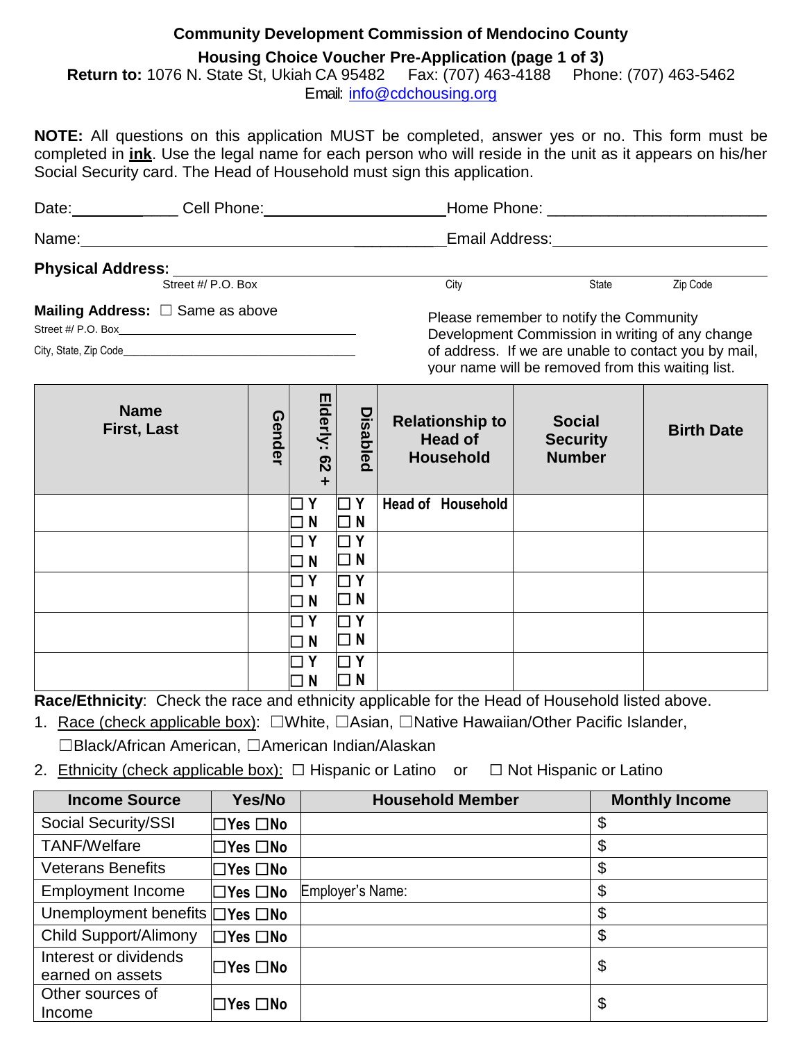**Community Development Commission of Mendocino County**

**Housing Choice Voucher Pre-Application (page 1 of 3)**

**Return to:** 1076 N. State St, Ukiah CA 95482   Fax: (707) 463-4188   Phone: (707) 463-5462

Email: info@cdchousing.org

**NOTE:** All questions on this application MUST be completed, answer yes or no. This form must be completed in **ink**. Use the legal name for each person who will reside in the unit as it appears on his/her Social Security card. The Head of Household must sign this application.

Date:_______________ Cell Phone:_______________________ Home Phone: ___________________________

Name:___________________________________________ Email Address:___________________________

**Physical Address:** ___________________________________________________________________

Street #/ P.O. Box                                   City                    State           Zip Code

**Mailing Address:** ☐ Same as above

Street #/ P.O. Box_______________________________________

City, State, Zip Code_____________________________________

Please remember to notify the Community Development Commission in writing of any change of address. If we are unable to contact you by mail, your name will be removed from this waiting list.

| Name First, Last | Gender | Elderly: 62 + | Disabled | Relationship to Head of Household | Social Security Number | Birth Date |
|---|---|---|---|---|---|---|
| | | ☐ Y ☐ N | ☐ Y ☐ N | Head of Household | | |
| | | ☐ Y ☐ N | ☐ Y ☐ N | | | |
| | | ☐ Y ☐ N | ☐ Y ☐ N | | | |
| | | ☐ Y ☐ N | ☐ Y ☐ N | | | |
| | | ☐ Y ☐ N | ☐ Y ☐ N | | | |

**Race/Ethnicity**: Check the race and ethnicity applicable for the Head of Household listed above.

1. Race (check applicable box): ☐White, ☐Asian, ☐Native Hawaiian/Other Pacific Islander, ☐Black/African American, ☐American Indian/Alaskan
2. Ethnicity (check applicable box): ☐ Hispanic or Latino or ☐ Not Hispanic or Latino

| Income Source | Yes/No | Household Member | Monthly Income |
|---|---|---|---|
| Social Security/SSI | ☐Yes ☐No | | $ |
| TANF/Welfare | ☐Yes ☐No | | $ |
| Veterans Benefits | ☐Yes ☐No | | $ |
| Employment Income | ☐Yes ☐No | Employer's Name: | $ |
| Unemployment benefits | ☐Yes ☐No | | $ |
| Child Support/Alimony | ☐Yes ☐No | | $ |
| Interest or dividends earned on assets | ☐Yes ☐No | | $ |
| Other sources of Income | ☐Yes ☐No | | $ |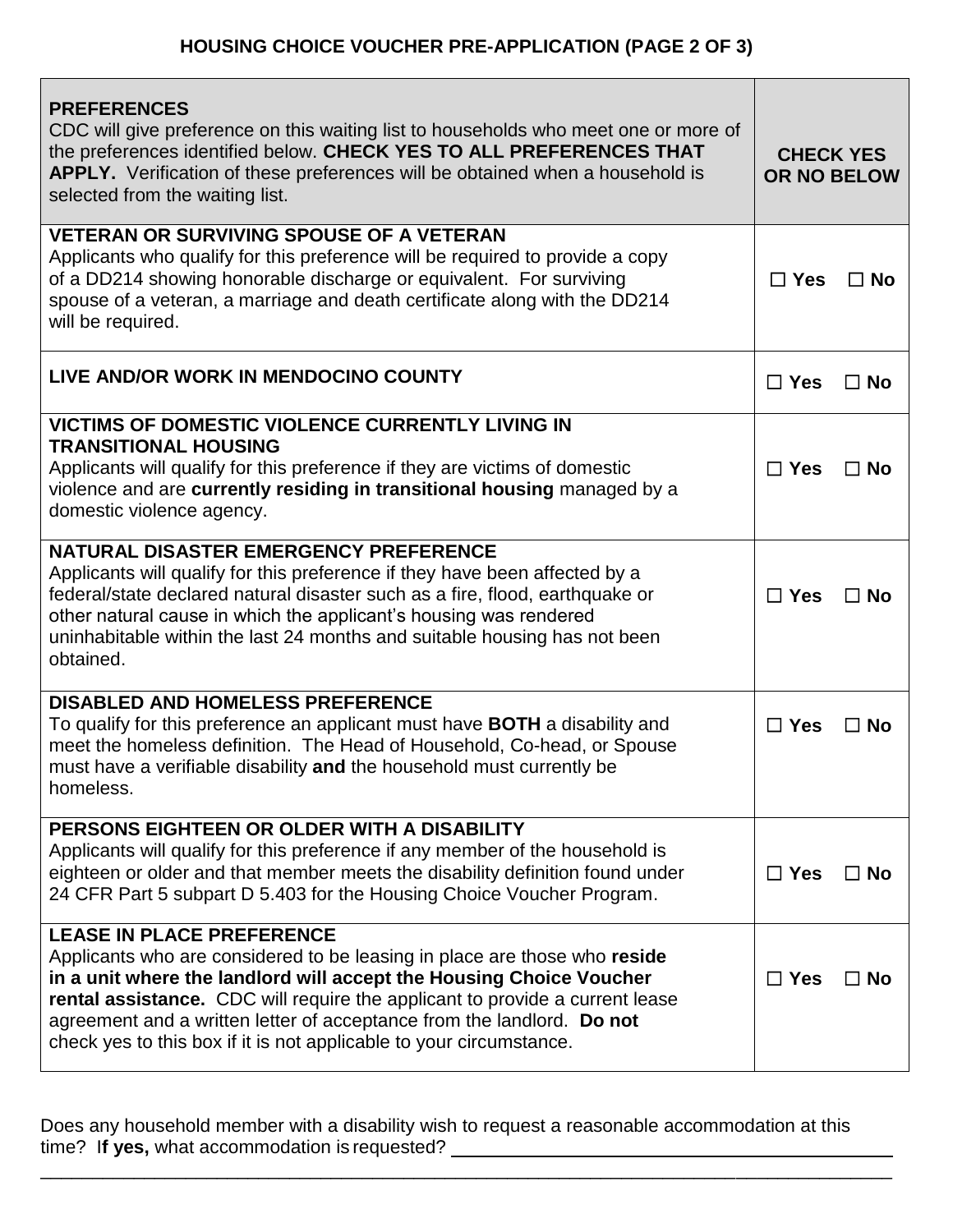# HOUSING CHOICE VOUCHER PRE-APPLICATION (PAGE 2 OF 3)

| **PREFERENCES**<br>CDC will give preference on this waiting list to households who meet one or more of the preferences identified below. **CHECK YES TO ALL PREFERENCES THAT APPLY.** Verification of these preferences will be obtained when a household is selected from the waiting list. | **CHECK YES OR NO BELOW** |
|---|---|
| **VETERAN OR SURVIVING SPOUSE OF A VETERAN**<br>Applicants who qualify for this preference will be required to provide a copy of a DD214 showing honorable discharge or equivalent. For surviving spouse of a veteran, a marriage and death certificate along with the DD214 will be required. | ☐ **Yes** ☐ **No** |
| **LIVE AND/OR WORK IN MENDOCINO COUNTY** | ☐ **Yes** ☐ **No** |
| **VICTIMS OF DOMESTIC VIOLENCE CURRENTLY LIVING IN TRANSITIONAL HOUSING**<br>Applicants will qualify for this preference if they are victims of domestic violence and are **currently residing in transitional housing** managed by a domestic violence agency. | ☐ **Yes** ☐ **No** |
| **NATURAL DISASTER EMERGENCY PREFERENCE**<br>Applicants will qualify for this preference if they have been affected by a federal/state declared natural disaster such as a fire, flood, earthquake or other natural cause in which the applicant's housing was rendered uninhabitable within the last 24 months and suitable housing has not been obtained. | ☐ **Yes** ☐ **No** |
| **DISABLED AND HOMELESS PREFERENCE**<br>To qualify for this preference an applicant must have **BOTH** a disability and meet the homeless definition. The Head of Household, Co-head, or Spouse must have a verifiable disability **and** the household must currently be homeless. | ☐ **Yes** ☐ **No** |
| **PERSONS EIGHTEEN OR OLDER WITH A DISABILITY**<br>Applicants will qualify for this preference if any member of the household is eighteen or older and that member meets the disability definition found under 24 CFR Part 5 subpart D 5.403 for the Housing Choice Voucher Program. | ☐ **Yes** ☐ **No** |
| **LEASE IN PLACE PREFERENCE**<br>Applicants who are considered to be leasing in place are those who **reside in a unit where the landlord will accept the Housing Choice Voucher rental assistance.** CDC will require the applicant to provide a current lease agreement and a written letter of acceptance from the landlord. **Do not** check yes to this box if it is not applicable to your circumstance. | ☐ **Yes** ☐ **No** |

Does any household member with a disability wish to request a reasonable accommodation at this time? I**f yes,** what accommodation is requested? ______________________________________________

____________________________________________________________________________________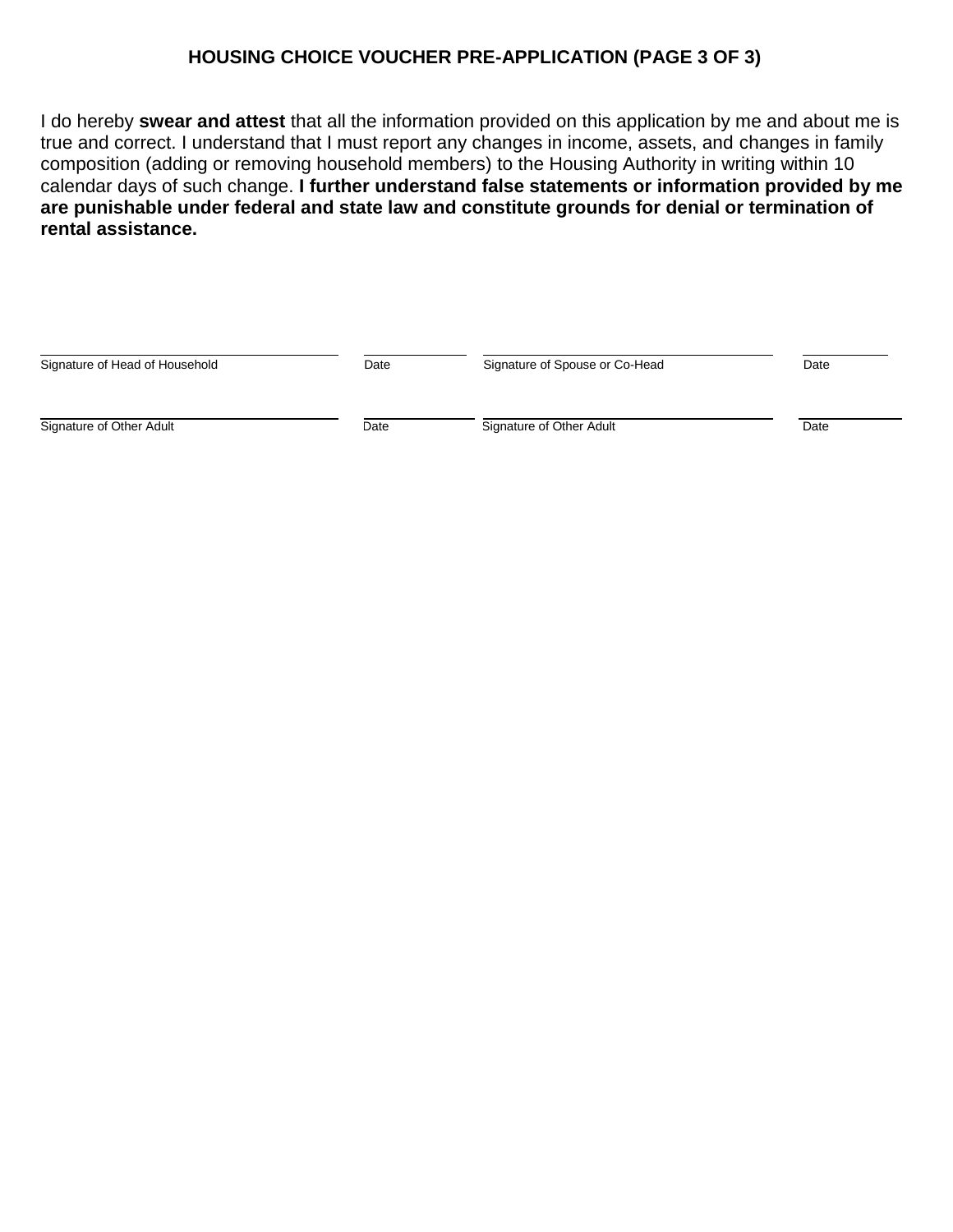## HOUSING CHOICE VOUCHER PRE-APPLICATION (PAGE 3 OF 3)

I do hereby **swear and attest** that all the information provided on this application by me and about me is true and correct. I understand that I must report any changes in income, assets, and changes in family composition (adding or removing household members) to the Housing Authority in writing within 10 calendar days of such change. **I further understand false statements or information provided by me are punishable under federal and state law and constitute grounds for denial or termination of rental assistance.**

| | | | |
|---|---|---|---|
| ______________________________ | __________ | ______________________________ | __________ |
| Signature of Head of Household | Date | Signature of Spouse or Co-Head | Date |
| ______________________________ | __________ | ______________________________ | __________ |
| Signature of Other Adult | Date | Signature of Other Adult | Date |